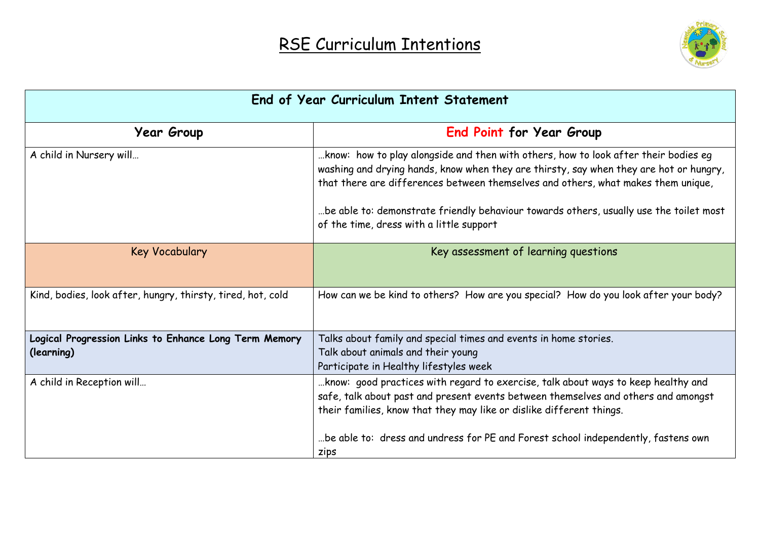# RSE Curriculum Intentions

| End of Year Curriculum Intent Statement | |
|---|---|
| **Year Group** | **End Point for Year Group** |
| A child in Nursery will… | …know: how to play alongside and then with others, how to look after their bodies eg washing and drying hands, know when they are thirsty, say when they are hot or hungry, that there are differences between themselves and others, what makes them unique,<br><br>…be able to: demonstrate friendly behaviour towards others, usually use the toilet most of the time, dress with a little support |
| Key Vocabulary | Key assessment of learning questions |
| Kind, bodies, look after, hungry, thirsty, tired, hot, cold | How can we be kind to others? How are you special? How do you look after your body? |
| **Logical Progression Links to Enhance Long Term Memory (learning)** | Talks about family and special times and events in home stories.<br>Talk about animals and their young<br>Participate in Healthy lifestyles week |
| A child in Reception will… | …know: good practices with regard to exercise, talk about ways to keep healthy and safe, talk about past and present events between themselves and others and amongst their families, know that they may like or dislike different things.<br><br>…be able to: dress and undress for PE and Forest school independently, fastens own zips |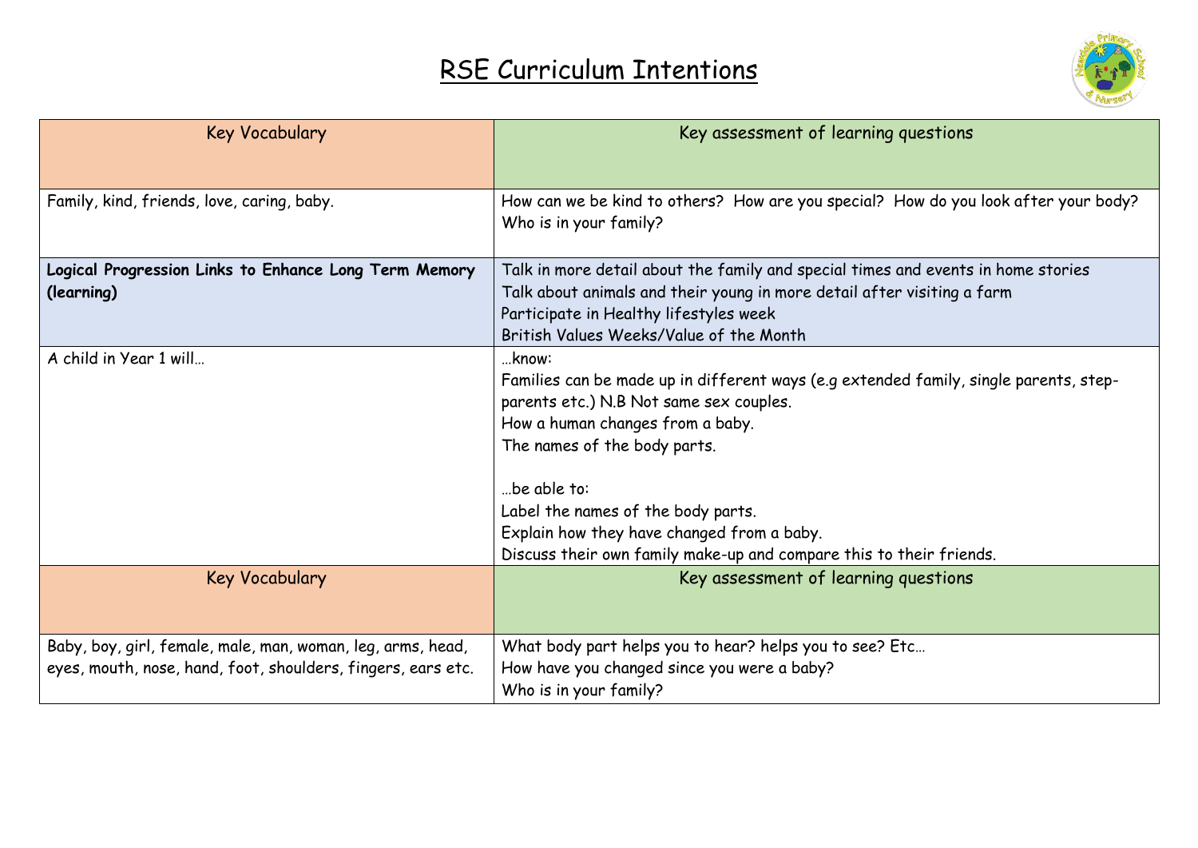# RSE Curriculum Intentions

| Key Vocabulary | Key assessment of learning questions |
|---|---|
| Family, kind, friends, love, caring, baby. | How can we be kind to others? How are you special? How do you look after your body? Who is in your family? |
| **Logical Progression Links to Enhance Long Term Memory (learning)** | Talk in more detail about the family and special times and events in home stories<br>Talk about animals and their young in more detail after visiting a farm<br>Participate in Healthy lifestyles week<br>British Values Weeks/Value of the Month |
| A child in Year 1 will… | …know:<br>Families can be made up in different ways (e.g extended family, single parents, step-parents etc.) N.B Not same sex couples.<br>How a human changes from a baby.<br>The names of the body parts.<br><br>…be able to:<br>Label the names of the body parts.<br>Explain how they have changed from a baby.<br>Discuss their own family make-up and compare this to their friends. |
| Key Vocabulary | Key assessment of learning questions |
| Baby, boy, girl, female, male, man, woman, leg, arms, head, eyes, mouth, nose, hand, foot, shoulders, fingers, ears etc. | What body part helps you to hear? helps you to see? Etc…<br>How have you changed since you were a baby?<br>Who is in your family? |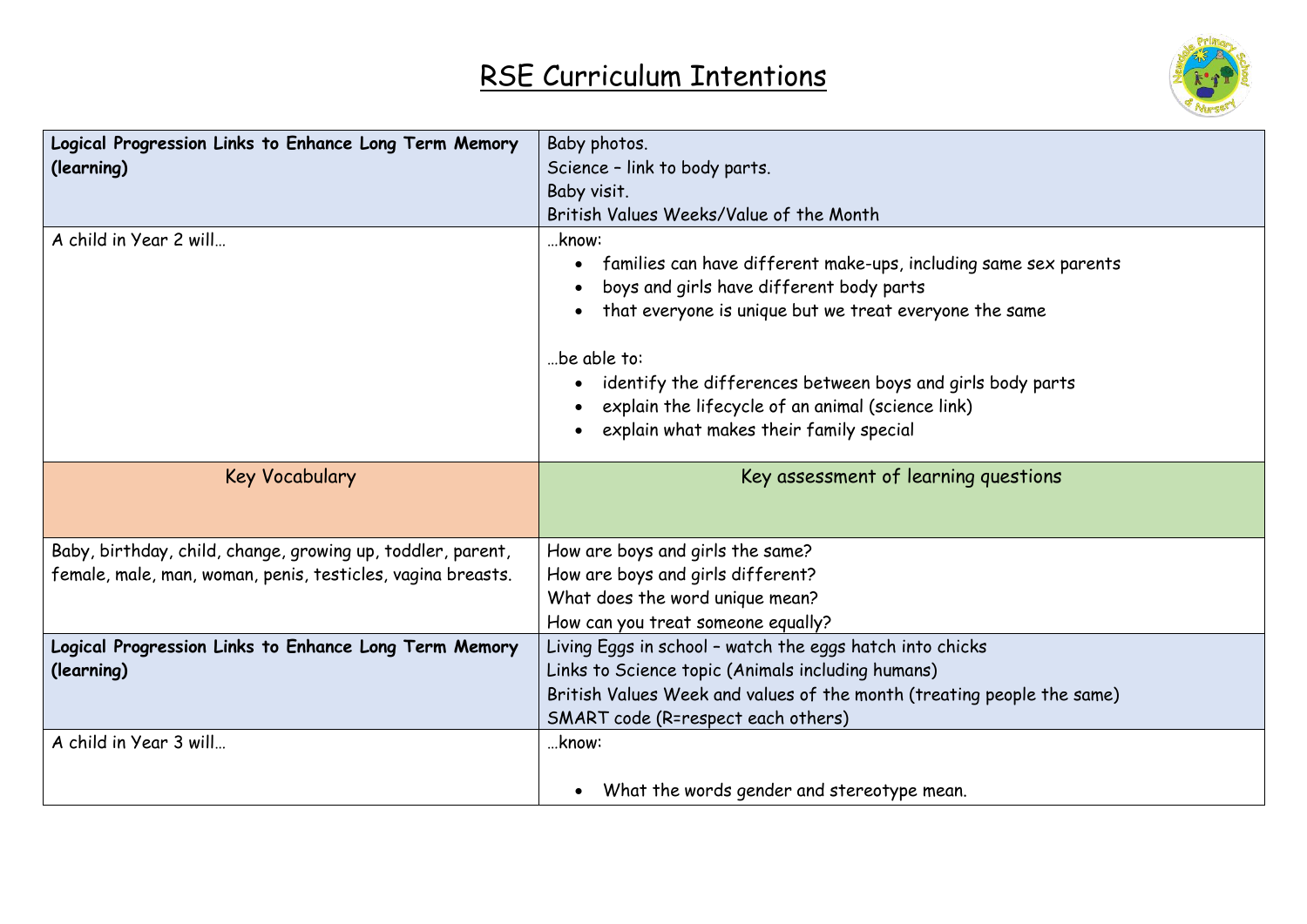# RSE Curriculum Intentions

| | |
|---|---|
| **Logical Progression Links to Enhance Long Term Memory (learning)** | Baby photos.<br>Science – link to body parts.<br>Baby visit.<br>British Values Weeks/Value of the Month |
| A child in Year 2 will… | …know:<br>• families can have different make-ups, including same sex parents<br>• boys and girls have different body parts<br>• that everyone is unique but we treat everyone the same<br><br>…be able to:<br>• identify the differences between boys and girls body parts<br>• explain the lifecycle of an animal (science link)<br>• explain what makes their family special |
| Key Vocabulary | Key assessment of learning questions |
| Baby, birthday, child, change, growing up, toddler, parent, female, male, man, woman, penis, testicles, vagina breasts. | How are boys and girls the same?<br>How are boys and girls different?<br>What does the word unique mean?<br>How can you treat someone equally? |
| **Logical Progression Links to Enhance Long Term Memory (learning)** | Living Eggs in school – watch the eggs hatch into chicks<br>Links to Science topic (Animals including humans)<br>British Values Week and values of the month (treating people the same)<br>SMART code (R=respect each others) |
| A child in Year 3 will… | …know:<br><br>• What the words gender and stereotype mean. |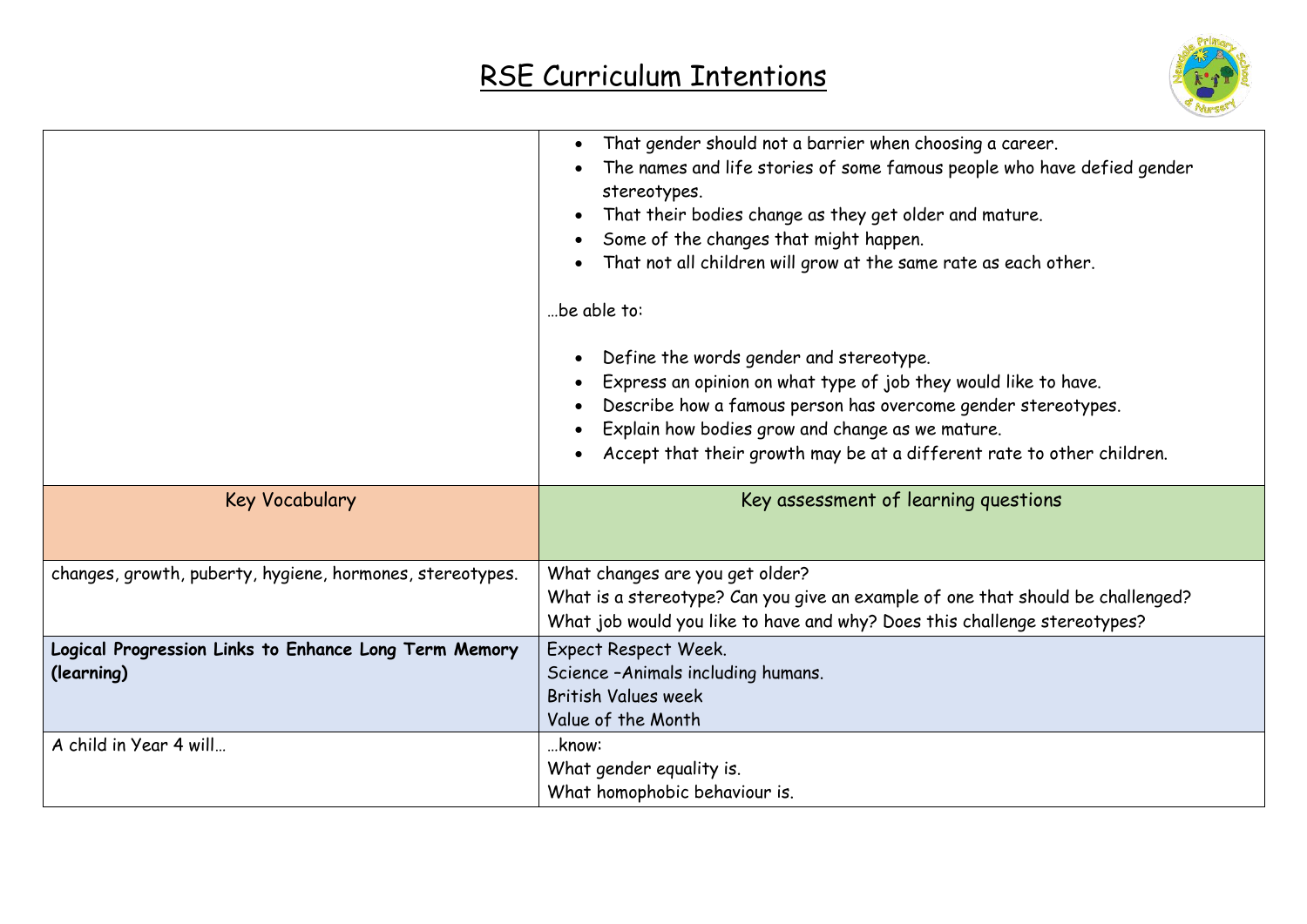# RSE Curriculum Intentions

| | |
|---|---|
| | • That gender should not a barrier when choosing a career.<br>• The names and life stories of some famous people who have defied gender stereotypes.<br>• That their bodies change as they get older and mature.<br>• Some of the changes that might happen.<br>• That not all children will grow at the same rate as each other.<br><br>…be able to:<br><br>• Define the words gender and stereotype.<br>• Express an opinion on what type of job they would like to have.<br>• Describe how a famous person has overcome gender stereotypes.<br>• Explain how bodies grow and change as we mature.<br>• Accept that their growth may be at a different rate to other children. |
| Key Vocabulary | Key assessment of learning questions |
| changes, growth, puberty, hygiene, hormones, stereotypes. | What changes are you get older?<br>What is a stereotype? Can you give an example of one that should be challenged?<br>What job would you like to have and why? Does this challenge stereotypes? |
| **Logical Progression Links to Enhance Long Term Memory (learning)** | Expect Respect Week.<br>Science –Animals including humans.<br>British Values week<br>Value of the Month |
| A child in Year 4 will… | …know:<br>What gender equality is.<br>What homophobic behaviour is. |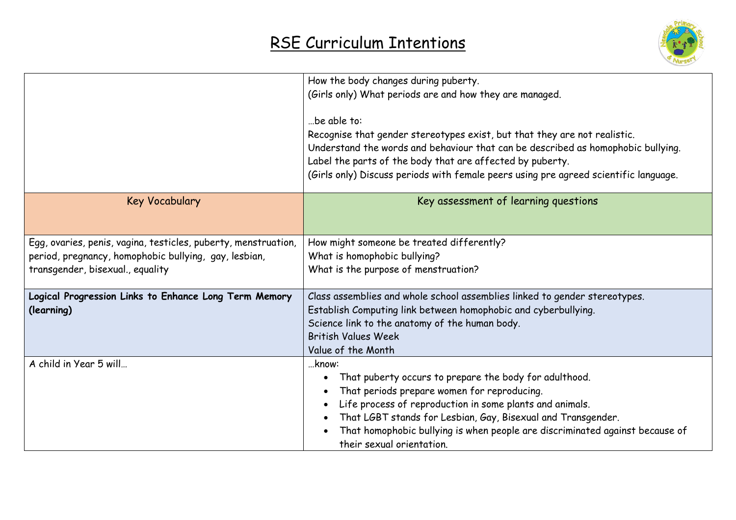# RSE Curriculum Intentions

| | |
|---|---|
| | How the body changes during puberty.<br>(Girls only) What periods are and how they are managed.<br><br>…be able to:<br>Recognise that gender stereotypes exist, but that they are not realistic.<br>Understand the words and behaviour that can be described as homophobic bullying.<br>Label the parts of the body that are affected by puberty.<br>(Girls only) Discuss periods with female peers using pre agreed scientific language. |
| Key Vocabulary | Key assessment of learning questions |
| Egg, ovaries, penis, vagina, testicles, puberty, menstruation, period, pregnancy, homophobic bullying, gay, lesbian, transgender, bisexual., equality | How might someone be treated differently?<br>What is homophobic bullying?<br>What is the purpose of menstruation? |
| **Logical Progression Links to Enhance Long Term Memory (learning)** | Class assemblies and whole school assemblies linked to gender stereotypes.<br>Establish Computing link between homophobic and cyberbullying.<br>Science link to the anatomy of the human body.<br>British Values Week<br>Value of the Month |
| A child in Year 5 will… | …know:<br>• That puberty occurs to prepare the body for adulthood.<br>• That periods prepare women for reproducing.<br>• Life process of reproduction in some plants and animals.<br>• That LGBT stands for Lesbian, Gay, Bisexual and Transgender.<br>• That homophobic bullying is when people are discriminated against because of their sexual orientation. |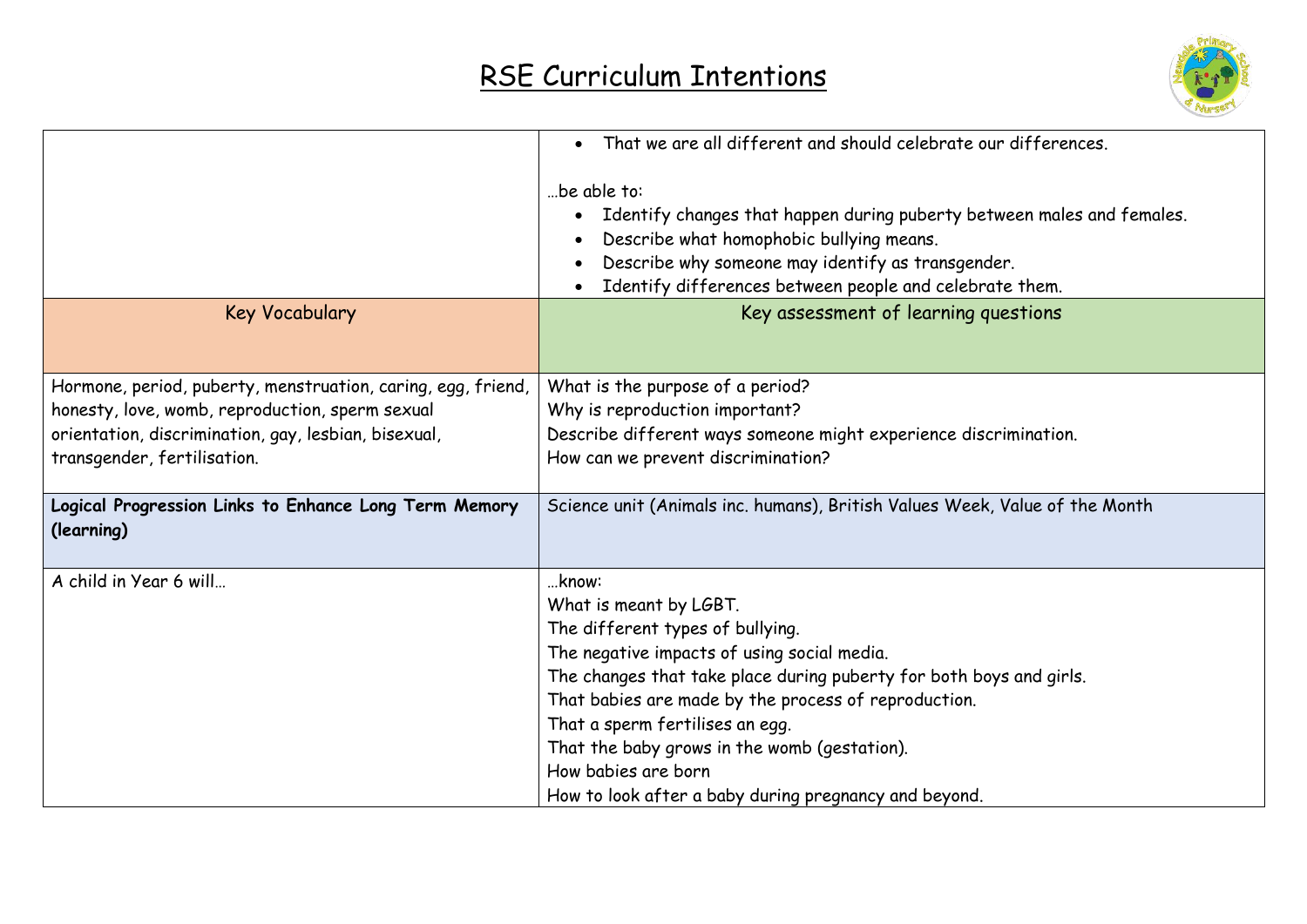# RSE Curriculum Intentions

| | |
|---|---|
| | • That we are all different and should celebrate our differences.<br><br>…be able to:<br>• Identify changes that happen during puberty between males and females.<br>• Describe what homophobic bullying means.<br>• Describe why someone may identify as transgender.<br>• Identify differences between people and celebrate them. |
| Key Vocabulary | Key assessment of learning questions |
| Hormone, period, puberty, menstruation, caring, egg, friend, honesty, love, womb, reproduction, sperm sexual orientation, discrimination, gay, lesbian, bisexual, transgender, fertilisation. | What is the purpose of a period?<br>Why is reproduction important?<br>Describe different ways someone might experience discrimination.<br>How can we prevent discrimination? |
| **Logical Progression Links to Enhance Long Term Memory (learning)** | Science unit (Animals inc. humans), British Values Week, Value of the Month |
| A child in Year 6 will… | …know:<br>What is meant by LGBT.<br>The different types of bullying.<br>The negative impacts of using social media.<br>The changes that take place during puberty for both boys and girls.<br>That babies are made by the process of reproduction.<br>That a sperm fertilises an egg.<br>That the baby grows in the womb (gestation).<br>How babies are born<br>How to look after a baby during pregnancy and beyond. |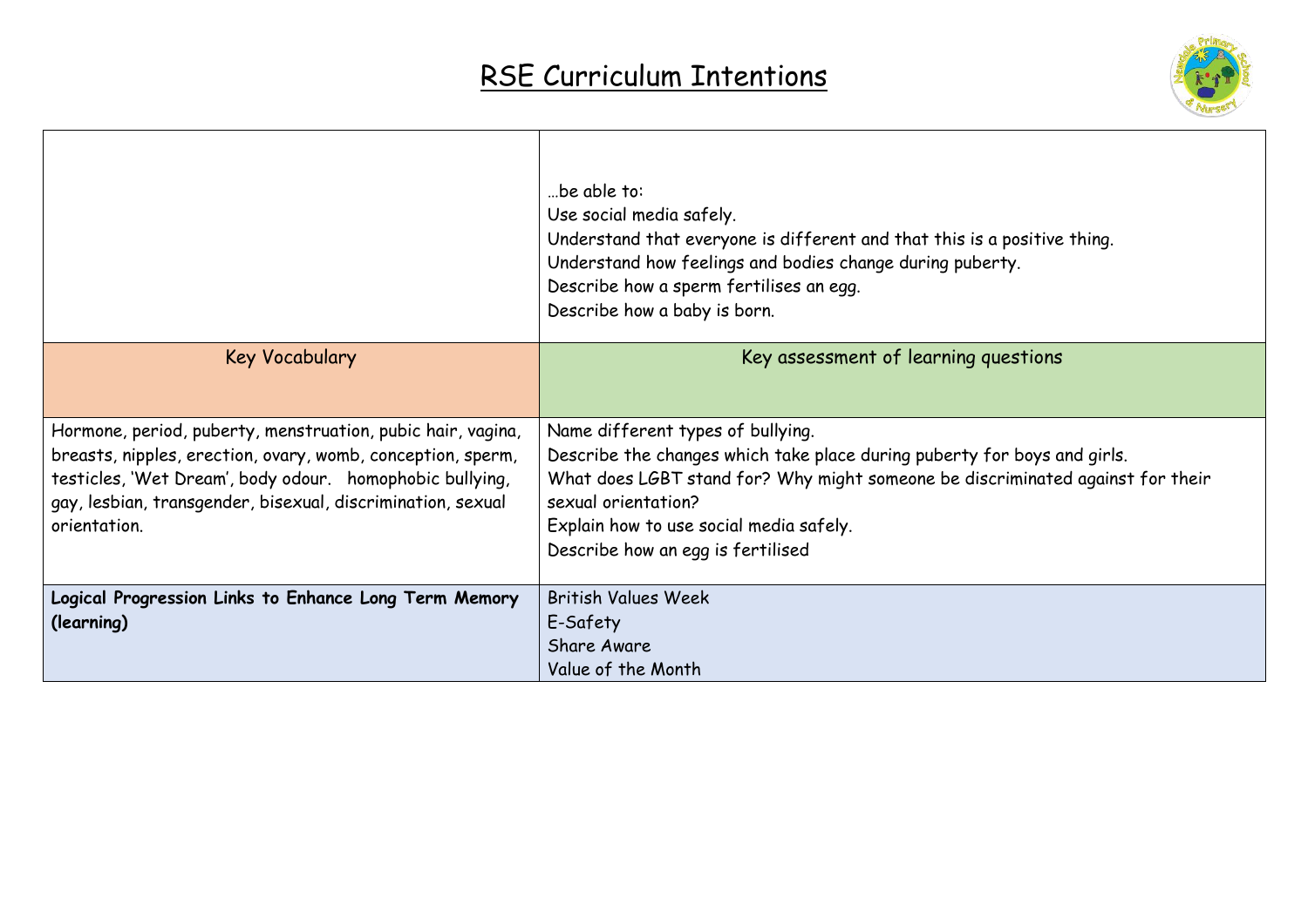# RSE Curriculum Intentions

| | |
|---|---|
| | …be able to:<br>Use social media safely.<br>Understand that everyone is different and that this is a positive thing.<br>Understand how feelings and bodies change during puberty.<br>Describe how a sperm fertilises an egg.<br>Describe how a baby is born. |
| Key Vocabulary | Key assessment of learning questions |
| Hormone, period, puberty, menstruation, pubic hair, vagina, breasts, nipples, erection, ovary, womb, conception, sperm, testicles, 'Wet Dream', body odour. homophobic bullying, gay, lesbian, transgender, bisexual, discrimination, sexual orientation. | Name different types of bullying.<br>Describe the changes which take place during puberty for boys and girls.<br>What does LGBT stand for? Why might someone be discriminated against for their sexual orientation?<br>Explain how to use social media safely.<br>Describe how an egg is fertilised |
| **Logical Progression Links to Enhance Long Term Memory (learning)** | British Values Week<br>E-Safety<br>Share Aware<br>Value of the Month |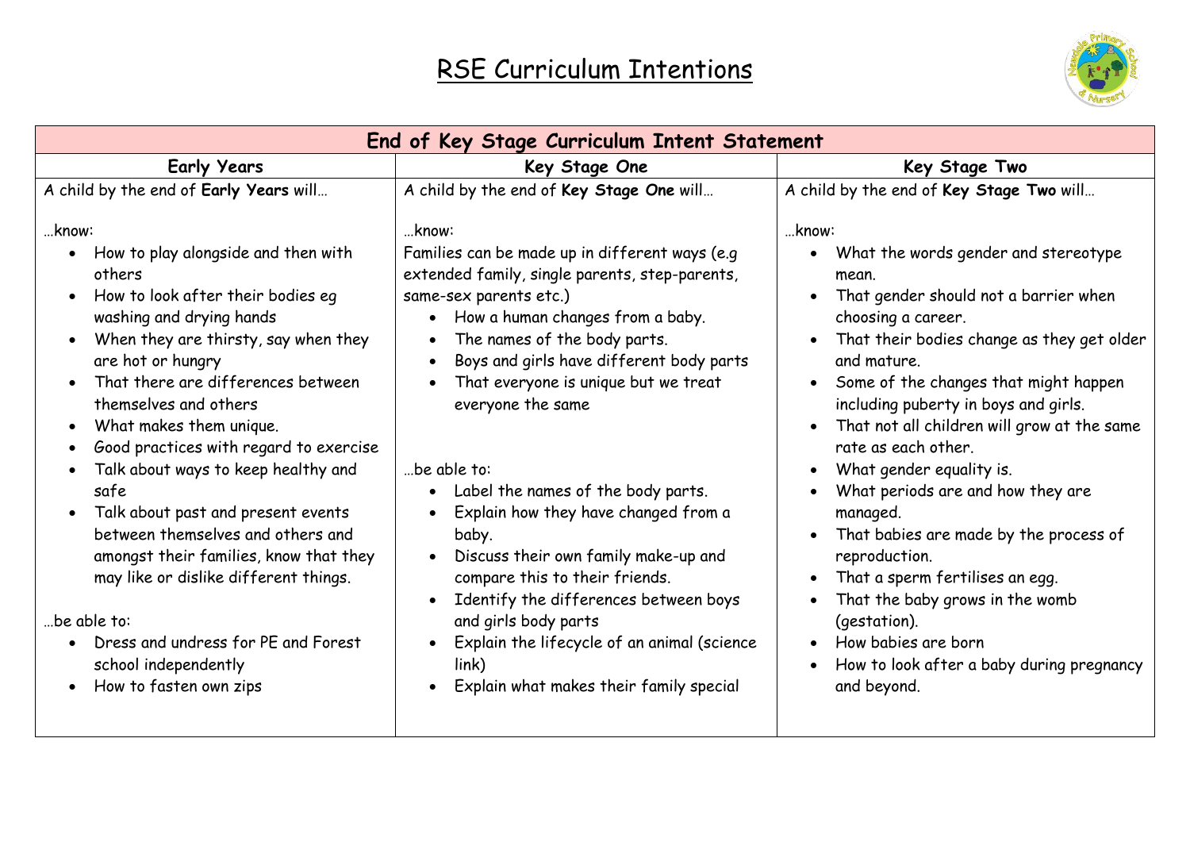# RSE Curriculum Intentions

| End of Key Stage Curriculum Intent Statement | | |
|---|---|---|
| **Early Years** | **Key Stage One** | **Key Stage Two** |
| A child by the end of **Early Years** will…<br><br>…know:<br>• How to play alongside and then with others<br>• How to look after their bodies eg washing and drying hands<br>• When they are thirsty, say when they are hot or hungry<br>• That there are differences between themselves and others<br>• What makes them unique.<br>• Good practices with regard to exercise<br>• Talk about ways to keep healthy and safe<br>• Talk about past and present events between themselves and others and amongst their families, know that they may like or dislike different things.<br><br>…be able to:<br>• Dress and undress for PE and Forest school independently<br>• How to fasten own zips | A child by the end of **Key Stage One** will…<br><br>…know:<br>Families can be made up in different ways (e.g extended family, single parents, step-parents, same-sex parents etc.)<br>• How a human changes from a baby.<br>• The names of the body parts.<br>• Boys and girls have different body parts<br>• That everyone is unique but we treat everyone the same<br><br>…be able to:<br>• Label the names of the body parts.<br>• Explain how they have changed from a baby.<br>• Discuss their own family make-up and compare this to their friends.<br>• Identify the differences between boys and girls body parts<br>• Explain the lifecycle of an animal (science link)<br>• Explain what makes their family special | A child by the end of **Key Stage Two** will…<br><br>…know:<br>• What the words gender and stereotype mean.<br>• That gender should not a barrier when choosing a career.<br>• That their bodies change as they get older and mature.<br>• Some of the changes that might happen including puberty in boys and girls.<br>• That not all children will grow at the same rate as each other.<br>• What gender equality is.<br>• What periods are and how they are managed.<br>• That babies are made by the process of reproduction.<br>• That a sperm fertilises an egg.<br>• That the baby grows in the womb (gestation).<br>• How babies are born<br>• How to look after a baby during pregnancy and beyond. |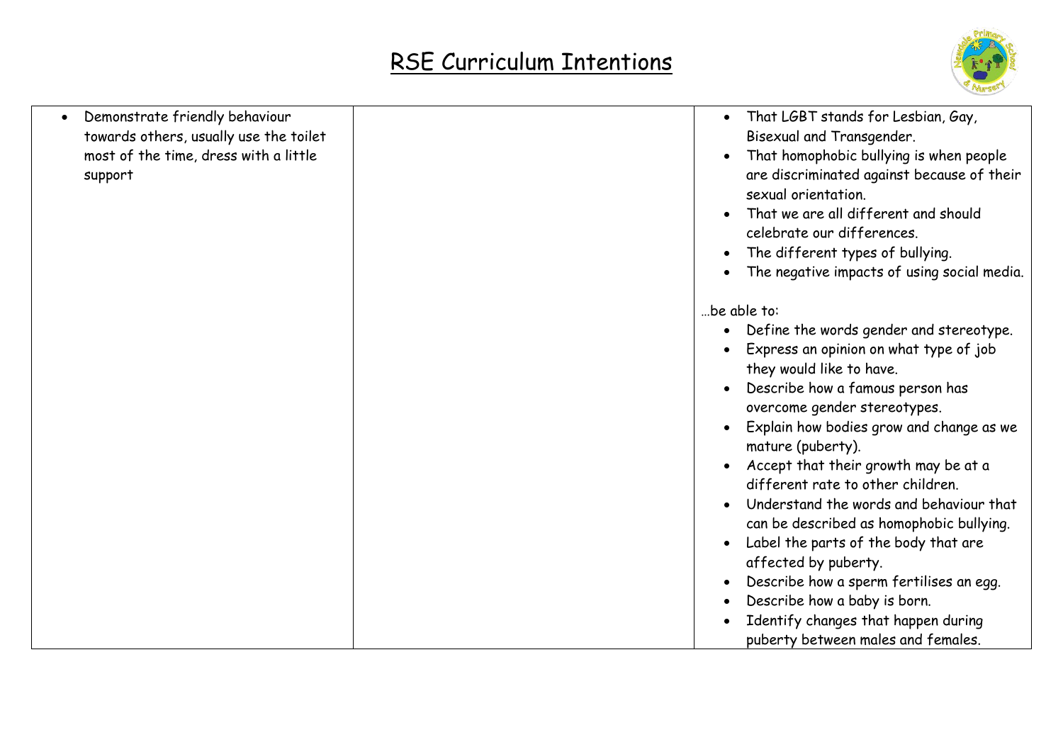# RSE Curriculum Intentions

| | | |
|---|---|---|
| • Demonstrate friendly behaviour towards others, usually use the toilet most of the time, dress with a little support | | • That LGBT stands for Lesbian, Gay, Bisexual and Transgender.<br>• That homophobic bullying is when people are discriminated against because of their sexual orientation.<br>• That we are all different and should celebrate our differences.<br>• The different types of bullying.<br>• The negative impacts of using social media.<br><br>…be able to:<br>• Define the words gender and stereotype.<br>• Express an opinion on what type of job they would like to have.<br>• Describe how a famous person has overcome gender stereotypes.<br>• Explain how bodies grow and change as we mature (puberty).<br>• Accept that their growth may be at a different rate to other children.<br>• Understand the words and behaviour that can be described as homophobic bullying.<br>• Label the parts of the body that are affected by puberty.<br>• Describe how a sperm fertilises an egg.<br>• Describe how a baby is born.<br>• Identify changes that happen during puberty between males and females. |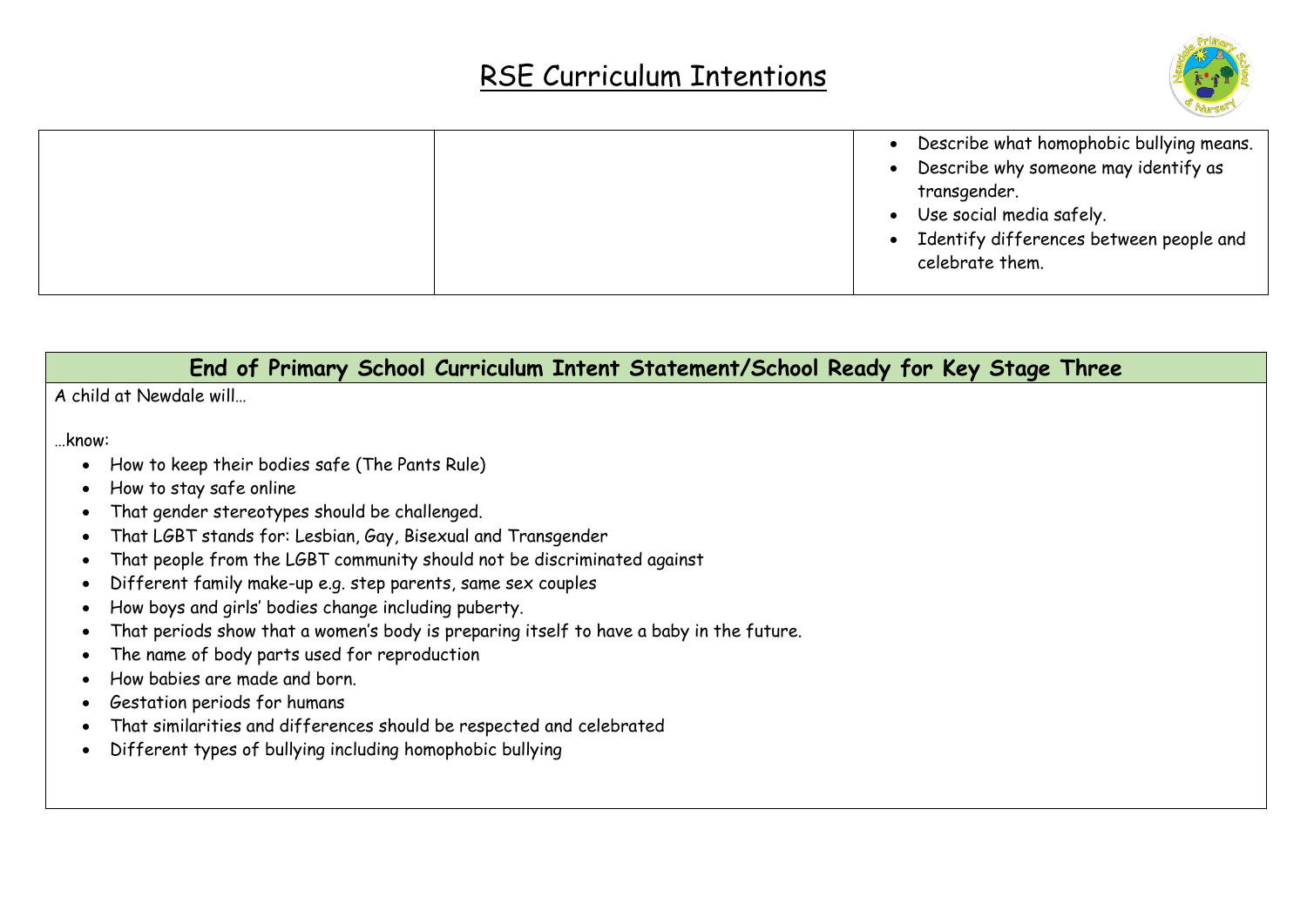# RSE Curriculum Intentions

| | | |
|---|---|---|
| | | • Describe what homophobic bullying means.<br>• Describe why someone may identify as transgender.<br>• Use social media safely.<br>• Identify differences between people and celebrate them. |

## End of Primary School Curriculum Intent Statement/School Ready for Key Stage Three

A child at Newdale will…

…know:

- How to keep their bodies safe (The Pants Rule)
- How to stay safe online
- That gender stereotypes should be challenged.
- That LGBT stands for: Lesbian, Gay, Bisexual and Transgender
- That people from the LGBT community should not be discriminated against
- Different family make-up e.g. step parents, same sex couples
- How boys and girls' bodies change including puberty.
- That periods show that a women's body is preparing itself to have a baby in the future.
- The name of body parts used for reproduction
- How babies are made and born.
- Gestation periods for humans
- That similarities and differences should be respected and celebrated
- Different types of bullying including homophobic bullying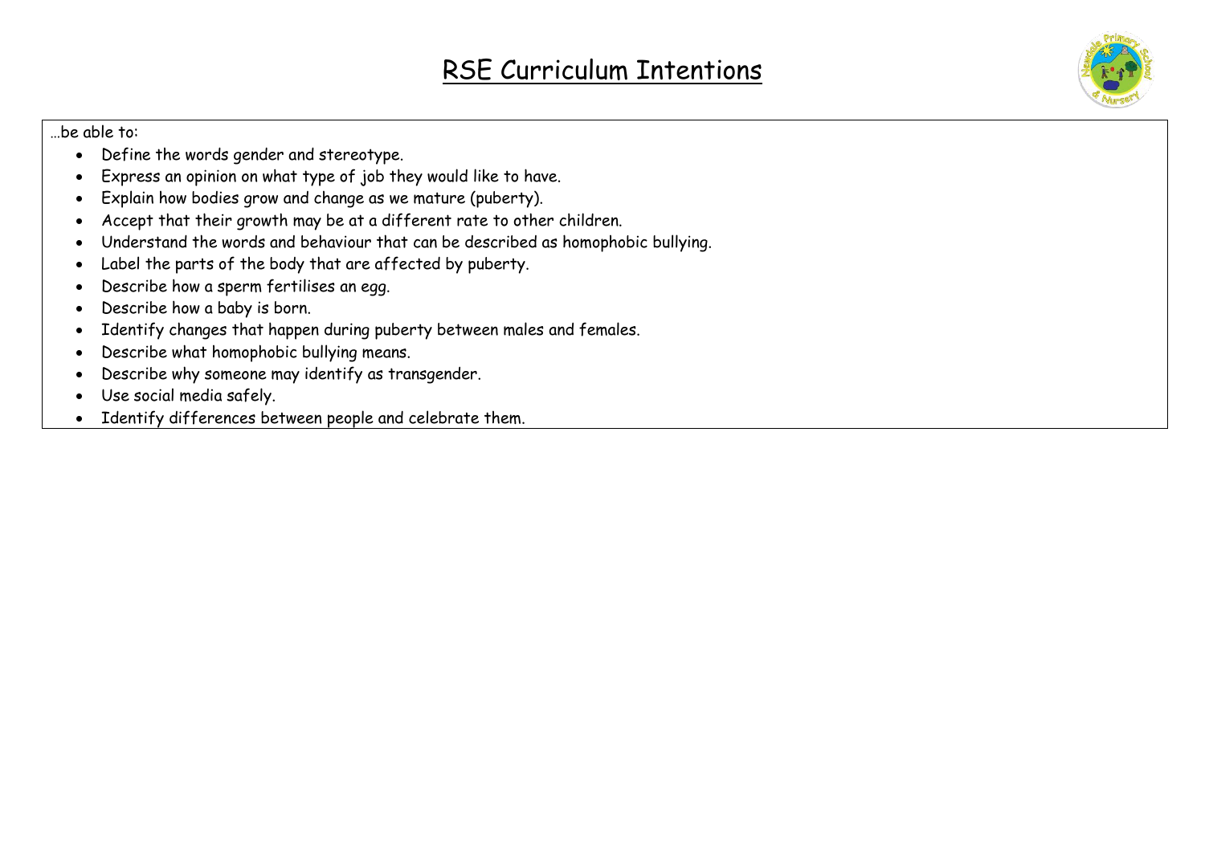# RSE Curriculum Intentions

…be able to:

- Define the words gender and stereotype.
- Express an opinion on what type of job they would like to have.
- Explain how bodies grow and change as we mature (puberty).
- Accept that their growth may be at a different rate to other children.
- Understand the words and behaviour that can be described as homophobic bullying.
- Label the parts of the body that are affected by puberty.
- Describe how a sperm fertilises an egg.
- Describe how a baby is born.
- Identify changes that happen during puberty between males and females.
- Describe what homophobic bullying means.
- Describe why someone may identify as transgender.
- Use social media safely.
- Identify differences between people and celebrate them.